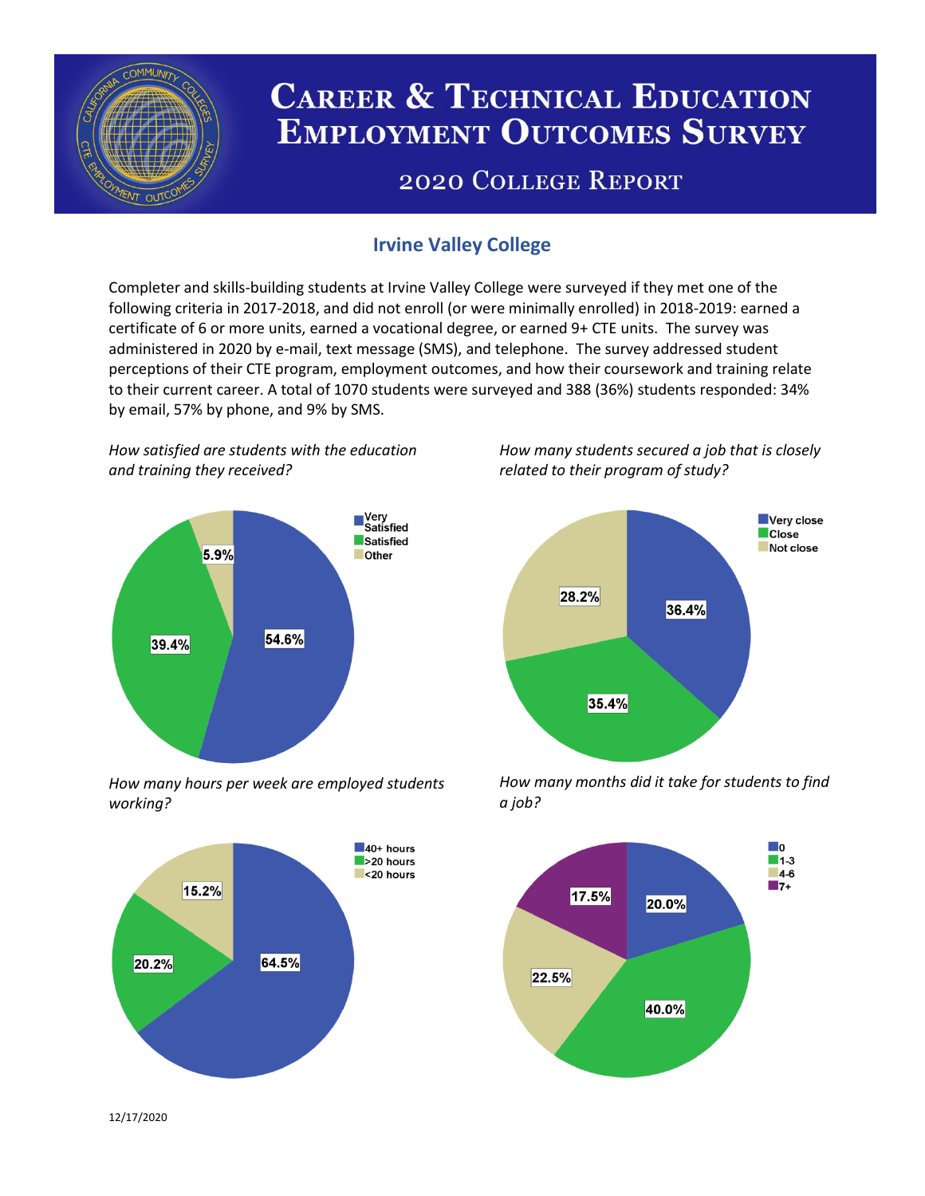# Career & Technical Education Employment Outcomes Survey

## 2020 College Report

### Irvine Valley College

Completer and skills-building students at Irvine Valley College were surveyed if they met one of the following criteria in 2017-2018, and did not enroll (or were minimally enrolled) in 2018-2019: earned a certificate of 6 or more units, earned a vocational degree, or earned 9+ CTE units. The survey was administered in 2020 by e-mail, text message (SMS), and telephone. The survey addressed student perceptions of their CTE program, employment outcomes, and how their coursework and training relate to their current career. A total of 1070 students were surveyed and 388 (36%) students responded: 34% by email, 57% by phone, and 9% by SMS.

*How satisfied are students with the education and training they received?*

| Response | Percent |
|---|---|
| Very Satisfied | 54.6% |
| Satisfied | 39.4% |
| Other | 5.9% |

*How many students secured a job that is closely related to their program of study?*

| Response | Percent |
|---|---|
| Very close | 36.4% |
| Close | 35.4% |
| Not close | 28.2% |

*How many hours per week are employed students working?*

| Response | Percent |
|---|---|
| 40+ hours | 64.5% |
| >20 hours | 20.2% |
| <20 hours | 15.2% |

*How many months did it take for students to find a job?*

| Response | Percent |
|---|---|
| 0 | 20.0% |
| 1-3 | 40.0% |
| 4-6 | 22.5% |
| 7+ | 17.5% |

12/17/2020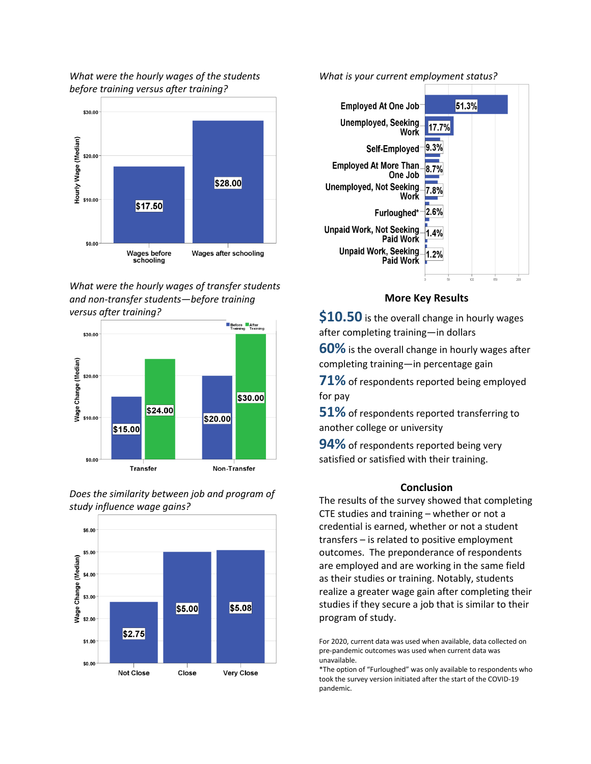*What were the hourly wages of the students before training versus after training?*

Hourly Wage (Median)

$30.00
$20.00
$10.00
$0.00

$17.50
$28.00

Wages before schooling
Wages after schooling

*What were the hourly wages of transfer students and non-transfer students—before training versus after training?*

Before Training
After Training

Wage Change (Median)

$30.00
$20.00
$10.00
$0.00

$15.00
$24.00
$20.00
$30.00

Transfer
Non-Transfer

*Does the similarity between job and program of study influence wage gains?*

Wage Change (Median)

$6.00
$5.00
$4.00
$3.00
$2.00
$1.00
$0.00

$2.75
$5.00
$5.08

Not Close
Close
Very Close

*What is your current employment status?*

Employed At One Job 51.3%
Unemployed, Seeking Work 17.7%
Self-Employed 9.3%
Employed At More Than One Job 8.7%
Unemployed, Not Seeking Work 7.8%
Furloughed* 2.6%
Unpaid Work, Not Seeking Paid Work 1.4%
Unpaid Work, Seeking Paid Work 1.2%

0
50
100
150
200

### More Key Results

**$10.50** is the overall change in hourly wages after completing training—in dollars

**60%** is the overall change in hourly wages after completing training—in percentage gain

**71%** of respondents reported being employed for pay

**51%** of respondents reported transferring to another college or university

**94%** of respondents reported being very satisfied or satisfied with their training.

### Conclusion

The results of the survey showed that completing CTE studies and training – whether or not a credential is earned, whether or not a student transfers – is related to positive employment outcomes. The preponderance of respondents are employed and are working in the same field as their studies or training. Notably, students realize a greater wage gain after completing their studies if they secure a job that is similar to their program of study.

For 2020, current data was used when available, data collected on pre-pandemic outcomes was used when current data was unavailable.
*The option of "Furloughed" was only available to respondents who took the survey version initiated after the start of the COVID-19 pandemic.